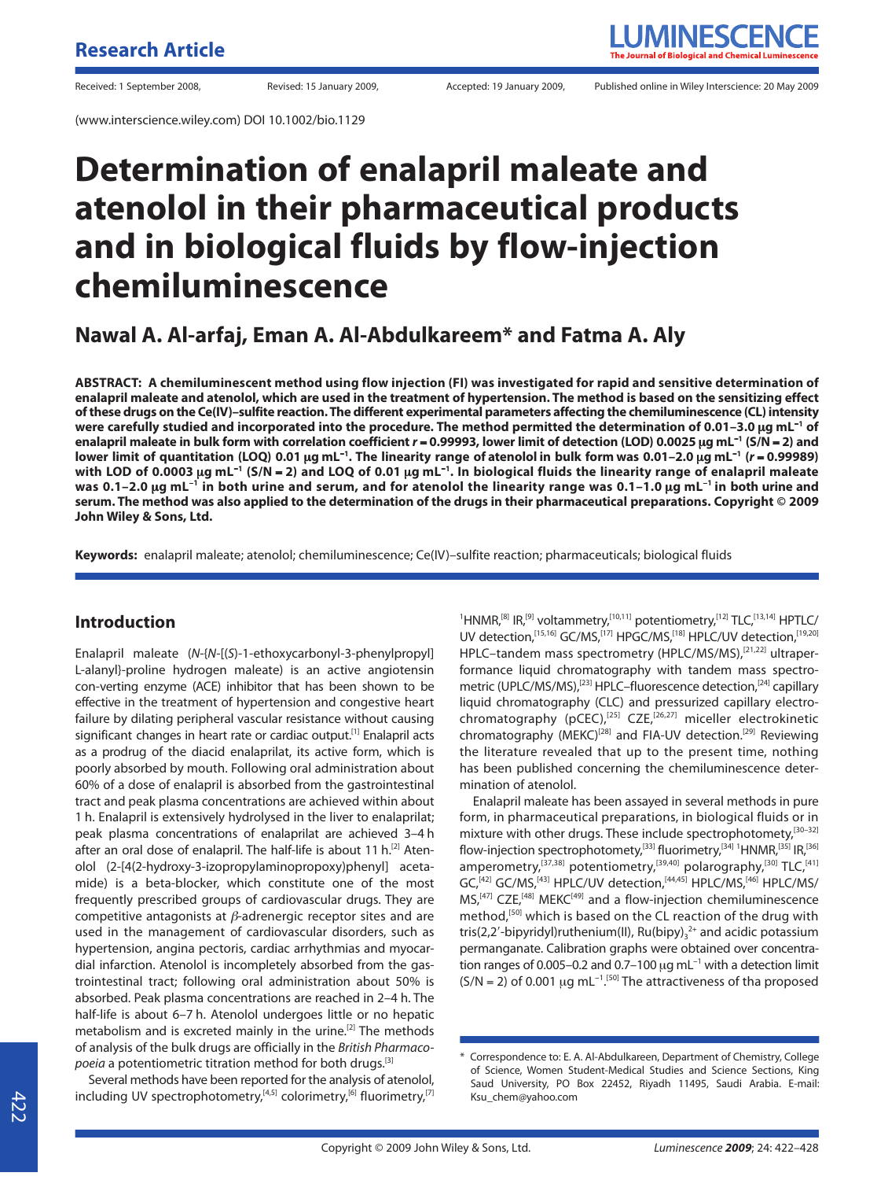Received: 1 September 2008, Revised: 15 January 2009, Accepted: 19 January 2009, Published online in Wiley Interscience: 20 May 2009

(www.interscience.wiley.com) DOI 10.1002/bio.1129

# Determination of enalapril maleate and atenolol in their pharmaceutical products and in biological fluids by flow-injection chemiluminescence

## Nawal A. Al-arfaj, Eman A. Al-Abdulkareem* and Fatma A. Aly

**ABSTRACT: A chemiluminescent method using flow injection (FI) was investigated for rapid and sensitive determination of enalapril maleate and atenolol, which are used in the treatment of hypertension. The method is based on the sensitizing effect of these drugs on the Ce(IV)–sulfite reaction. The different experimental parameters affecting the chemiluminescence (CL) intensity were carefully studied and incorporated into the procedure. The method permitted the determination of 0.01–3.0 μg mL$^{-1}$ of enalapril maleate in bulk form with correlation coefficient *r* = 0.99993, lower limit of detection (LOD) 0.0025 μg mL$^{-1}$ (S/N = 2) and lower limit of quantitation (LOQ) 0.01 μg mL$^{-1}$. The linearity range of atenolol in bulk form was 0.01–2.0 μg mL$^{-1}$ (*r* = 0.99989) with LOD of 0.0003 μg mL$^{-1}$ (S/N = 2) and LOQ of 0.01 μg mL$^{-1}$. In biological fluids the linearity range of enalapril maleate was 0.1–2.0 μg mL$^{-1}$ in both urine and serum, and for atenolol the linearity range was 0.1–1.0 μg mL$^{-1}$ in both urine and serum. The method was also applied to the determination of the drugs in their pharmaceutical preparations. Copyright © 2009 John Wiley & Sons, Ltd.**

**Keywords:** enalapril maleate; atenolol; chemiluminescence; Ce(IV)–sulfite reaction; pharmaceuticals; biological fluids

## Introduction

Enalapril maleate (*N*-{*N*-[(*S*)-1-ethoxycarbonyl-3-phenylpropyl] L-alanyl}-proline hydrogen maleate) is an active angiotensin con-verting enzyme (ACE) inhibitor that has been shown to be effective in the treatment of hypertension and congestive heart failure by dilating peripheral vascular resistance without causing significant changes in heart rate or cardiac output.[1] Enalapril acts as a prodrug of the diacid enalaprilat, its active form, which is poorly absorbed by mouth. Following oral administration about 60% of a dose of enalapril is absorbed from the gastrointestinal tract and peak plasma concentrations are achieved within about 1 h. Enalapril is extensively hydrolysed in the liver to enalaprilat; peak plasma concentrations of enalaprilat are achieved 3–4 h after an oral dose of enalapril. The half-life is about 11 h.[2] Atenolol (2-[4(2-hydroxy-3-izopropylaminopropoxy)phenyl] acetamide) is a beta-blocker, which constitute one of the most frequently prescribed groups of cardiovascular drugs. They are competitive antagonists at $\beta$-adrenergic receptor sites and are used in the management of cardiovascular disorders, such as hypertension, angina pectoris, cardiac arrhythmias and myocardial infarction. Atenolol is incompletely absorbed from the gastrointestinal tract; following oral administration about 50% is absorbed. Peak plasma concentrations are reached in 2–4 h. The half-life is about 6–7 h. Atenolol undergoes little or no hepatic metabolism and is excreted mainly in the urine.[2] The methods of analysis of the bulk drugs are officially in the *British Pharmacopoeia* a potentiometric titration method for both drugs.[3]

Several methods have been reported for the analysis of atenolol, including UV spectrophotometry,[4,5] colorimetry,[6] fluorimetry,[7] $^{1}$HNMR,[8] IR,[9] voltammetry,[10,11] potentiometry,[12] TLC,[13,14] HPTLC/UV detection,[15,16] GC/MS,[17] HPGC/MS,[18] HPLC/UV detection,[19,20] HPLC–tandem mass spectrometry (HPLC/MS/MS),[21,22] ultraperformance liquid chromatography with tandem mass spectrometric (UPLC/MS/MS),[23] HPLC–fluorescence detection,[24] capillary liquid chromatography (CLC) and pressurized capillary electrochromatography (pCEC),[25] CZE,[26,27] miceller electrokinetic chromatography (MEKC)[28] and FIA-UV detection.[29] Reviewing the literature revealed that up to the present time, nothing has been published concerning the chemiluminescence determination of atenolol.

Enalapril maleate has been assayed in several methods in pure form, in pharmaceutical preparations, in biological fluids or in mixture with other drugs. These include spectrophotometry,[30–32] flow-injection spectrophotometry,[33] fluorimetry,[34] $^{1}$HNMR,[35] IR,[36] amperometry,[37,38] potentiometry,[39,40] polarography,[30] TLC,[41] GC,[42] GC/MS,[43] HPLC/UV detection,[44,45] HPLC/MS,[46] HPLC/MS/MS,[47] CZE,[48] MEKC[49] and a flow-injection chemiluminescence method,[50] which is based on the CL reaction of the drug with tris(2,2′-bipyridyl)ruthenium(II), $Ru(bipy)_3^{2+}$ and acidic potassium permanganate. Calibration graphs were obtained over concentration ranges of 0.005–0.2 and 0.7–100 μg mL$^{-1}$ with a detection limit (S/N = 2) of 0.001 μg mL$^{-1}$.[50] The attractiveness of tha proposed

\* Correspondence to: E. A. Al-Abdulkareen, Department of Chemistry, College of Science, Women Student-Medical Studies and Science Sections, King Saud University, PO Box 22452, Riyadh 11495, Saudi Arabia. E-mail: Ksu_chem@yahoo.com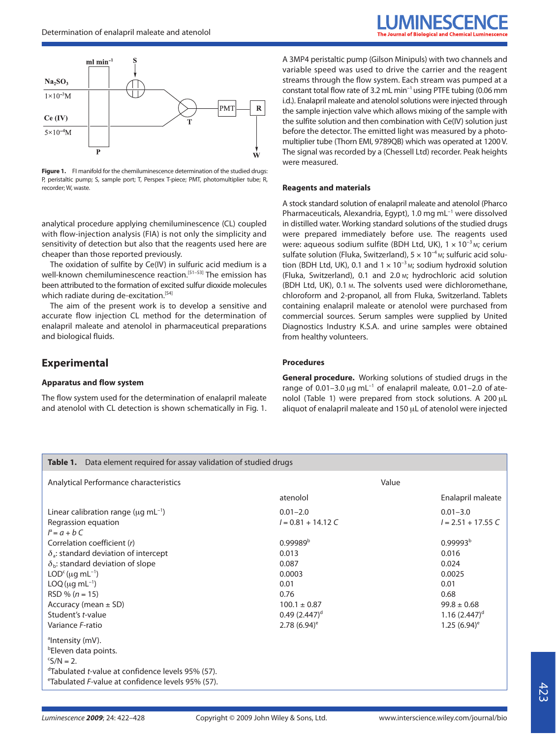Figure 1. FI manifold for the chemiluminescence determination of the studied drugs: P, peristaltic pump; S, sample port; T, Perspex T-piece; PMT, photomultiplier tube; R, recorder; W, waste.

analytical procedure applying chemiluminescence (CL) coupled with flow-injection analysis (FIA) is not only the simplicity and sensitivity of detection but also that the reagents used here are cheaper than those reported previously.

The oxidation of sulfite by Ce(IV) in sulfuric acid medium is a well-known chemiluminescence reaction.[51–53] The emission has been attributed to the formation of excited sulfur dioxide molecules which radiate during de-excitation.[54]

The aim of the present work is to develop a sensitive and accurate flow injection CL method for the determination of enalapril maleate and atenolol in pharmaceutical preparations and biological fluids.

## Experimental

### Apparatus and flow system

The flow system used for the determination of enalapril maleate and atenolol with CL detection is shown schematically in Fig. 1. A 3MP4 peristaltic pump (Gilson Minipuls) with two channels and variable speed was used to drive the carrier and the reagent streams through the flow system. Each stream was pumped at a constant total flow rate of 3.2 mL min$^{-1}$ using PTFE tubing (0.06 mm i.d.). Enalapril maleate and atenolol solutions were injected through the sample injection valve which allows mixing of the sample with the sulfite solution and then combination with Ce(IV) solution just before the detector. The emitted light was measured by a photomultiplier tube (Thorn EMI, 9789QB) which was operated at 1200 V. The signal was recorded by a (Chessell Ltd) recorder. Peak heights were measured.

### Reagents and materials

A stock standard solution of enalapril maleate and atenolol (Pharco Pharmaceuticals, Alexandria, Egypt), 1.0 mg mL$^{-1}$ were dissolved in distilled water. Working standard solutions of the studied drugs were prepared immediately before use. The reagents used were: aqueous sodium sulfite (BDH Ltd, UK), $1 \times 10^{-3}$ M; cerium sulfate solution (Fluka, Switzerland), $5 \times 10^{-4}$ M; sulfuric acid solution (BDH Ltd, UK), 0.1 and $1 \times 10^{-3}$ M; sodium hydroxid solution (Fluka, Switzerland), 0.1 and 2.0 M; hydrochloric acid solution (BDH Ltd, UK), 0.1 M. The solvents used were dichloromethane, chloroform and 2-propanol, all from Fluka, Switzerland. Tablets containing enalapril maleate or atenolol were purchased from commercial sources. Serum samples were supplied by United Diagnostics Industry K.S.A. and urine samples were obtained from healthy volunteers.

### Procedures

**General procedure.** Working solutions of studied drugs in the range of 0.01–3.0 μg mL$^{-1}$ of enalapril maleate, 0.01–2.0 of atenolol (Table 1) were prepared from stock solutions. A 200 μL aliquot of enalapril maleate and 150 μL of atenolol were injected

**Table 1.** Data element required for assay validation of studied drugs

| Analytical Performance characteristics | Value | |
|---|---|---|
| | atenolol | Enalapril maleate |
| Linear calibration range (μg mL$^{-1}$) | 0.01–2.0 | 0.01–3.0 |
| Regrassion equation $I^{a} = a + b\,C$ | $I = 0.81 + 14.12\,C$ | $I = 2.51 + 17.55\,C$ |
| Correlation coefficient ($r$) | 0.99989[b] | 0.99993[b] |
| $\delta_a$: standard deviation of intercept | 0.013 | 0.016 |
| $\delta_b$: standard deviation of slope | 0.087 | 0.024 |
| LOD[c] (μg mL$^{-1}$) | 0.0003 | 0.0025 |
| LOQ (μg mL$^{-1}$) | 0.01 | 0.01 |
| RSD % ($n$ = 15) | 0.76 | 0.68 |
| Accuracy (mean ± SD) | 100.1 ± 0.87 | 99.8 ± 0.68 |
| Student's $t$-value | 0.49 (2.447)[d] | 1.16 (2.447)[d] |
| Variance $F$-ratio | 2.78 (6.94)[e] | 1.25 (6.94)[e] |

[a]Intensity (mV).
[b]Eleven data points.
[c]S/N = 2.
[d]Tabulated $t$-value at confidence levels 95% (57).
[e]Tabulated $F$-value at confidence levels 95% (57).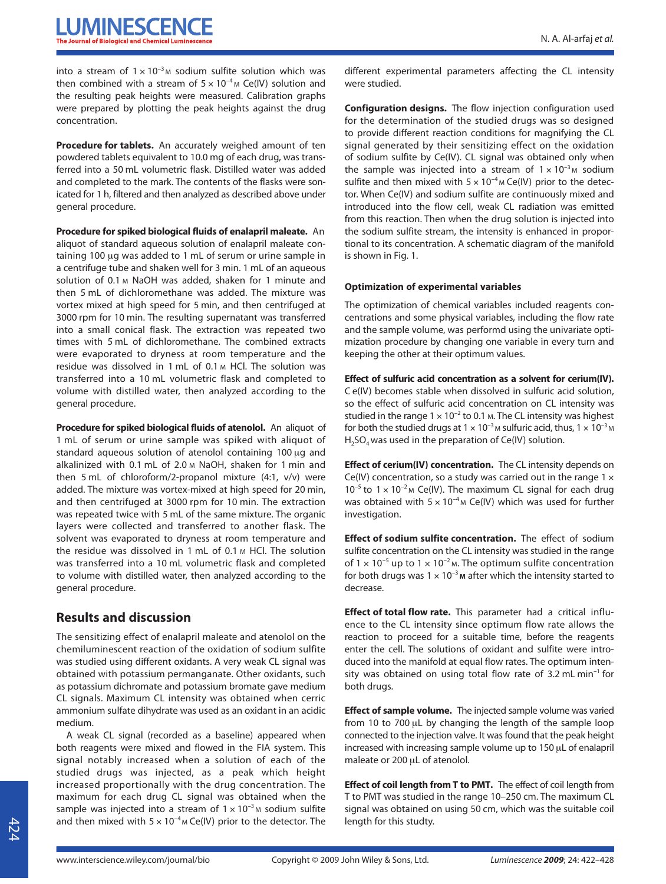into a stream of $1 \times 10^{-3}$ M sodium sulfite solution which was then combined with a stream of $5 \times 10^{-4}$ M Ce(IV) solution and the resulting peak heights were measured. Calibration graphs were prepared by plotting the peak heights against the drug concentration.

**Procedure for tablets.** An accurately weighed amount of ten powdered tablets equivalent to 10.0 mg of each drug, was transferred into a 50 mL volumetric flask. Distilled water was added and completed to the mark. The contents of the flasks were sonicated for 1 h, filtered and then analyzed as described above under general procedure.

**Procedure for spiked biological fluids of enalapril maleate.** An aliquot of standard aqueous solution of enalapril maleate containing 100 μg was added to 1 mL of serum or urine sample in a centrifuge tube and shaken well for 3 min. 1 mL of an aqueous solution of 0.1 M NaOH was added, shaken for 1 minute and then 5 mL of dichloromethane was added. The mixture was vortex mixed at high speed for 5 min, and then centrifuged at 3000 rpm for 10 min. The resulting supernatant was transferred into a small conical flask. The extraction was repeated two times with 5 mL of dichloromethane. The combined extracts were evaporated to dryness at room temperature and the residue was dissolved in 1 mL of 0.1 M HCl. The solution was transferred into a 10 mL volumetric flask and completed to volume with distilled water, then analyzed according to the general procedure.

**Procedure for spiked biological fluids of atenolol.** An aliquot of 1 mL of serum or urine sample was spiked with aliquot of standard aqueous solution of atenolol containing 100 μg and alkalinized with 0.1 mL of 2.0 M NaOH, shaken for 1 min and then 5 mL of chloroform/2-propanol mixture (4:1, v/v) were added. The mixture was vortex-mixed at high speed for 20 min, and then centrifuged at 3000 rpm for 10 min. The extraction was repeated twice with 5 mL of the same mixture. The organic layers were collected and transferred to another flask. The solvent was evaporated to dryness at room temperature and the residue was dissolved in 1 mL of 0.1 M HCl. The solution was transferred into a 10 mL volumetric flask and completed to volume with distilled water, then analyzed according to the general procedure.

## Results and discussion

The sensitizing effect of enalapril maleate and atenolol on the chemiluminescent reaction of the oxidation of sodium sulfite was studied using different oxidants. A very weak CL signal was obtained with potassium permanganate. Other oxidants, such as potassium dichromate and potassium bromate gave medium CL signals. Maximum CL intensity was obtained when ceric ammonium sulfate dihydrate was used as an oxidant in an acidic medium.

A weak CL signal (recorded as a baseline) appeared when both reagents were mixed and flowed in the FIA system. This signal notably increased when a solution of each of the studied drugs was injected, as a peak which height increased proportionally with the drug concentration. The maximum for each drug CL signal was obtained when the sample was injected into a stream of $1 \times 10^{-3}$ M sodium sulfite and then mixed with $5 \times 10^{-4}$ M Ce(IV) prior to the detector. The different experimental parameters affecting the CL intensity were studied.

**Configuration designs.** The flow injection configuration used for the determination of the studied drugs was so designed to provide different reaction conditions for magnifying the CL signal generated by their sensitizing effect on the oxidation of sodium sulfite by Ce(IV). CL signal was obtained only when the sample was injected into a stream of $1 \times 10^{-3}$ M sodium sulfite and then mixed with $5 \times 10^{-4}$ M Ce(IV) prior to the detector. When Ce(IV) and sodium sulfite are continuously mixed and introduced into the flow cell, weak CL radiation was emitted from this reaction. Then when the drug solution is injected into the sodium sulfite stream, the intensity is enhanced in proportional to its concentration. A schematic diagram of the manifold is shown in Fig. 1.

### Optimization of experimental variables

The optimization of chemical variables included reagents concentrations and some physical variables, including the flow rate and the sample volume, was performd using the univariate optimization procedure by changing one variable in every turn and keeping the other at their optimum values.

**Effect of sulfuric acid concentration as a solvent for cerium(IV).** C e(IV) becomes stable when dissolved in sulfuric acid solution, so the effect of sulfuric acid concentration on CL intensity was studied in the range $1 \times 10^{-2}$ to 0.1 M. The CL intensity was highest for both the studied drugs at $1 \times 10^{-3}$ M sulfuric acid, thus, $1 \times 10^{-3}$ M $H_2SO_4$ was used in the preparation of Ce(IV) solution.

**Effect of cerium(IV) concentration.** The CL intensity depends on Ce(IV) concentration, so a study was carried out in the range $1 \times 10^{-5}$ to $1 \times 10^{-2}$ M Ce(IV). The maximum CL signal for each drug was obtained with $5 \times 10^{-4}$ M Ce(IV) which was used for further investigation.

**Effect of sodium sulfite concentration.** The effect of sodium sulfite concentration on the CL intensity was studied in the range of $1 \times 10^{-5}$ up to $1 \times 10^{-2}$ M. The optimum sulfite concentration for both drugs was $1 \times 10^{-3}$ **M** after which the intensity started to decrease.

**Effect of total flow rate.** This parameter had a critical influence to the CL intensity since optimum flow rate allows the reaction to proceed for a suitable time, before the reagents enter the cell. The solutions of oxidant and sulfite were introduced into the manifold at equal flow rates. The optimum intensity was obtained on using total flow rate of 3.2 mL $min^{-1}$ for both drugs.

**Effect of sample volume.** The injected sample volume was varied from 10 to 700 μL by changing the length of the sample loop connected to the injection valve. It was found that the peak height increased with increasing sample volume up to 150 μL of enalapril maleate or 200 μL of atenolol.

**Effect of coil length from T to PMT.** The effect of coil length from T to PMT was studied in the range 10–250 cm. The maximum CL signal was obtained on using 50 cm, which was the suitable coil length for this studty.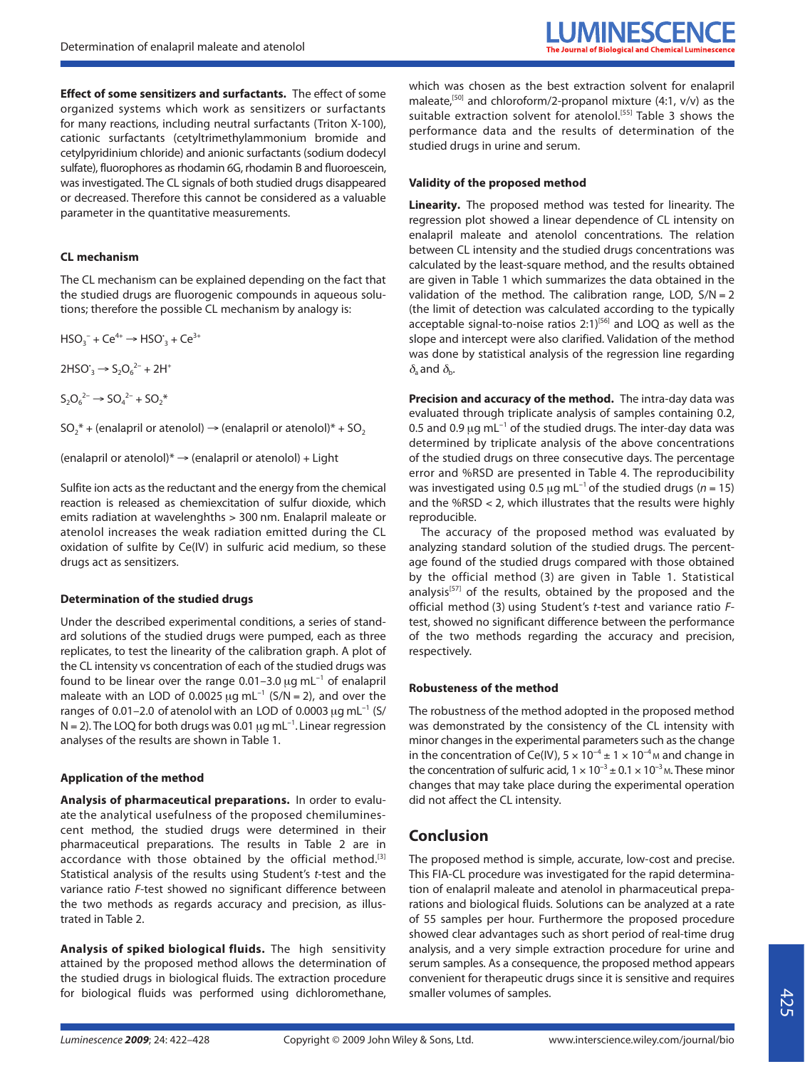**Effect of some sensitizers and surfactants.** The effect of some organized systems which work as sensitizers or surfactants for many reactions, including neutral surfactants (Triton X-100), cationic surfactants (cetyltrimethylammonium bromide and cetylpyridinium chloride) and anionic surfactants (sodium dodecyl sulfate), fluorophores as rhodamin 6G, rhodamin B and fluoroescein, was investigated. The CL signals of both studied drugs disappeared or decreased. Therefore this cannot be considered as a valuable parameter in the quantitative measurements.

### CL mechanism

The CL mechanism can be explained depending on the fact that the studied drugs are fluorogenic compounds in aqueous solutions; therefore the possible CL mechanism by analogy is:

$HSO_3^- + Ce^{4+} \rightarrow HSO_3^{\cdot} + Ce^{3+}$

$2HSO_3^{\cdot} \rightarrow S_2O_6^{2-} + 2H^+$

$S_2O_6^{2-} \rightarrow SO_4^{2-} + SO_2^*$

$SO_2^*$ + (enalapril or atenolol) $\rightarrow$ (enalapril or atenolol)* + $SO_2$

(enalapril or atenolol)* $\rightarrow$ (enalapril or atenolol) + Light

Sulfite ion acts as the reductant and the energy from the chemical reaction is released as chemiexcitation of sulfur dioxide, which emits radiation at wavelenghths > 300 nm. Enalapril maleate or atenolol increases the weak radiation emitted during the CL oxidation of sulfite by Ce(IV) in sulfuric acid medium, so these drugs act as sensitizers.

### Determination of the studied drugs

Under the described experimental conditions, a series of standard solutions of the studied drugs were pumped, each as three replicates, to test the linearity of the calibration graph. A plot of the CL intensity vs concentration of each of the studied drugs was found to be linear over the range 0.01–3.0 μg mL$^{-1}$ of enalapril maleate with an LOD of 0.0025 μg mL$^{-1}$ (S/N = 2), and over the ranges of 0.01–2.0 of atenolol with an LOD of 0.0003 μg mL$^{-1}$ (S/N = 2). The LOQ for both drugs was 0.01 μg mL$^{-1}$. Linear regression analyses of the results are shown in Table 1.

### Application of the method

**Analysis of pharmaceutical preparations.** In order to evaluate the analytical usefulness of the proposed chemiluminescent method, the studied drugs were determined in their pharmaceutical preparations. The results in Table 2 are in accordance with those obtained by the official method.[3] Statistical analysis of the results using Student's *t*-test and the variance ratio *F*-test showed no significant difference between the two methods as regards accuracy and precision, as illustrated in Table 2.

**Analysis of spiked biological fluids.** The high sensitivity attained by the proposed method allows the determination of the studied drugs in biological fluids. The extraction procedure for biological fluids was performed using dichloromethane, which was chosen as the best extraction solvent for enalapril maleate,[50] and chloroform/2-propanol mixture (4:1, v/v) as the suitable extraction solvent for atenolol.[55] Table 3 shows the performance data and the results of determination of the studied drugs in urine and serum.

### Validity of the proposed method

**Linearity.** The proposed method was tested for linearity. The regression plot showed a linear dependence of CL intensity on enalapril maleate and atenolol concentrations. The relation between CL intensity and the studied drugs concentrations was calculated by the least-square method, and the results obtained are given in Table 1 which summarizes the data obtained in the validation of the method. The calibration range, LOD, S/N = 2 (the limit of detection was calculated according to the typically acceptable signal-to-noise ratios 2:1)[56] and LOQ as well as the slope and intercept were also clarified. Validation of the method was done by statistical analysis of the regression line regarding $\delta_a$ and $\delta_b$.

**Precision and accuracy of the method.** The intra-day data was evaluated through triplicate analysis of samples containing 0.2, 0.5 and 0.9 μg mL$^{-1}$ of the studied drugs. The inter-day data was determined by triplicate analysis of the above concentrations of the studied drugs on three consecutive days. The percentage error and %RSD are presented in Table 4. The reproducibility was investigated using 0.5 μg mL$^{-1}$ of the studied drugs ($n = 15$) and the %RSD < 2, which illustrates that the results were highly reproducible.

The accuracy of the proposed method was evaluated by analyzing standard solution of the studied drugs. The percentage found of the studied drugs compared with those obtained by the official method (3) are given in Table 1. Statistical analysis[57] of the results, obtained by the proposed and the official method (3) using Student's *t*-test and variance ratio *F*-test, showed no significant difference between the performance of the two methods regarding the accuracy and precision, respectively.

### Robusteness of the method

The robustness of the method adopted in the proposed method was demonstrated by the consistency of the CL intensity with minor changes in the experimental parameters such as the change in the concentration of Ce(IV), $5 \times 10^{-4} \pm 1 \times 10^{-4}$ M and change in the concentration of sulfuric acid, $1 \times 10^{-3} \pm 0.1 \times 10^{-3}$ M. These minor changes that may take place during the experimental operation did not affect the CL intensity.

## Conclusion

The proposed method is simple, accurate, low-cost and precise. This FIA-CL procedure was investigated for the rapid determination of enalapril maleate and atenolol in pharmaceutical preparations and biological fluids. Solutions can be analyzed at a rate of 55 samples per hour. Furthermore the proposed procedure showed clear advantages such as short period of real-time drug analysis, and a very simple extraction procedure for urine and serum samples. As a consequence, the proposed method appears convenient for therapeutic drugs since it is sensitive and requires smaller volumes of samples.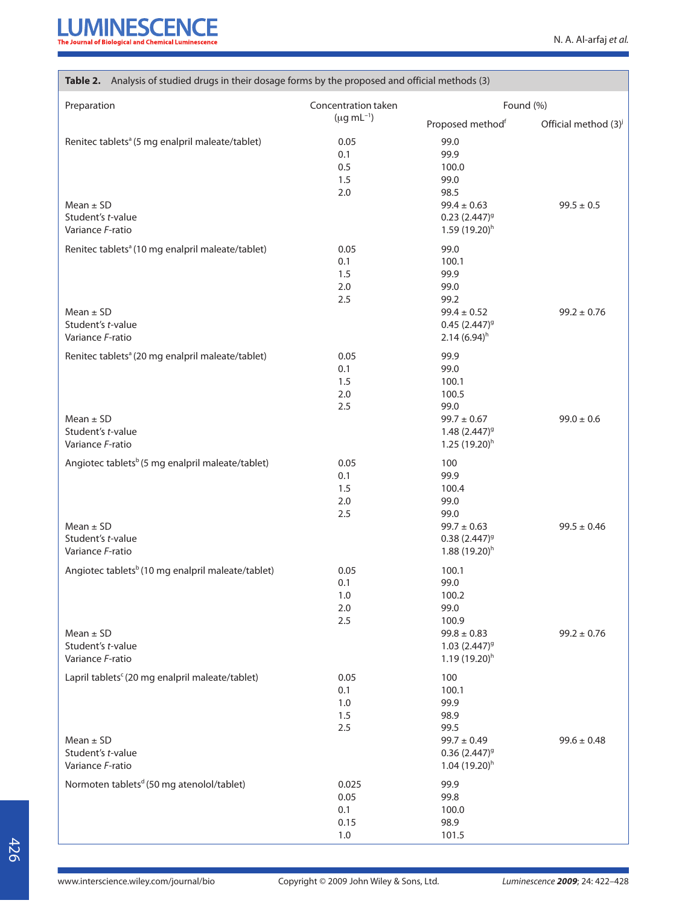**Table 2.** Analysis of studied drugs in their dosage forms by the proposed and official methods (3)

| Preparation | Concentration taken ($\mu g\ mL^{-1}$) | Found (%) | |
|---|---|---|---|
| | | Proposed method[f] | Official method (3)[i] |
| Renitec tablets[a] (5 mg enalpril maleate/tablet) | 0.05 | 99.0 | |
| | 0.1 | 99.9 | |
| | 0.5 | 100.0 | |
| | 1.5 | 99.0 | |
| | 2.0 | 98.5 | |
| Mean ± SD | | 99.4 ± 0.63 | 99.5 ± 0.5 |
| Student's *t*-value | | 0.23 (2.447)[g] | |
| Variance *F*-ratio | | 1.59 (19.20)[h] | |
| Renitec tablets[a] (10 mg enalpril maleate/tablet) | 0.05 | 99.0 | |
| | 0.1 | 100.1 | |
| | 1.5 | 99.9 | |
| | 2.0 | 99.0 | |
| | 2.5 | 99.2 | |
| Mean ± SD | | 99.4 ± 0.52 | 99.2 ± 0.76 |
| Student's *t*-value | | 0.45 (2.447)[g] | |
| Variance *F*-ratio | | 2.14 (6.94)[h] | |
| Renitec tablets[a] (20 mg enalpril maleate/tablet) | 0.05 | 99.9 | |
| | 0.1 | 99.0 | |
| | 1.5 | 100.1 | |
| | 2.0 | 100.5 | |
| | 2.5 | 99.0 | |
| Mean ± SD | | 99.7 ± 0.67 | 99.0 ± 0.6 |
| Student's *t*-value | | 1.48 (2.447)[g] | |
| Variance *F*-ratio | | 1.25 (19.20)[h] | |
| Angiotec tablets[b] (5 mg enalpril maleate/tablet) | 0.05 | 100 | |
| | 0.1 | 99.9 | |
| | 1.5 | 100.4 | |
| | 2.0 | 99.0 | |
| | 2.5 | 99.0 | |
| Mean ± SD | | 99.7 ± 0.63 | 99.5 ± 0.46 |
| Student's *t*-value | | 0.38 (2.447)[g] | |
| Variance *F*-ratio | | 1.88 (19.20)[h] | |
| Angiotec tablets[b] (10 mg enalpril maleate/tablet) | 0.05 | 100.1 | |
| | 0.1 | 99.0 | |
| | 1.0 | 100.2 | |
| | 2.0 | 99.0 | |
| | 2.5 | 100.9 | |
| Mean ± SD | | 99.8 ± 0.83 | 99.2 ± 0.76 |
| Student's *t*-value | | 1.03 (2.447)[g] | |
| Variance *F*-ratio | | 1.19 (19.20)[h] | |
| Lapril tablets[c] (20 mg enalpril maleate/tablet) | 0.05 | 100 | |
| | 0.1 | 100.1 | |
| | 1.0 | 99.9 | |
| | 1.5 | 98.9 | |
| | 2.5 | 99.5 | |
| Mean ± SD | | 99.7 ± 0.49 | 99.6 ± 0.48 |
| Student's *t*-value | | 0.36 (2.447)[g] | |
| Variance *F*-ratio | | 1.04 (19.20)[h] | |
| Normoten tablets[d] (50 mg atenolol/tablet) | 0.025 | 99.9 | |
| | 0.05 | 99.8 | |
| | 0.1 | 100.0 | |
| | 0.15 | 98.9 | |
| | 1.0 | 101.5 | |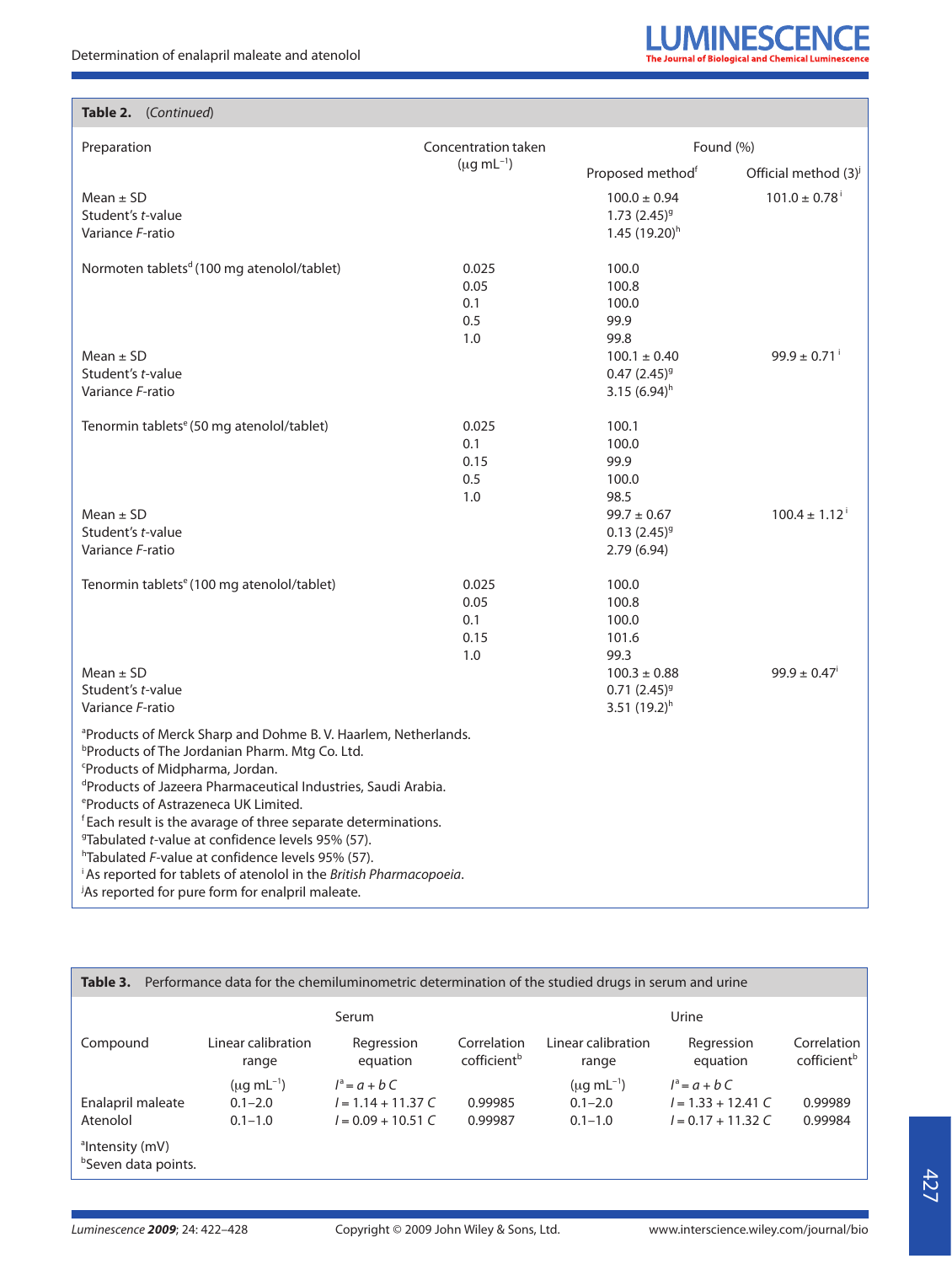**Table 2.** (*Continued*)

| Preparation | Concentration taken (μg mL$^{-1}$) | Found (%) | |
|---|---|---|---|
| | | Proposed method[f] | Official method (3)[j] |
| Mean ± SD | | 100.0 ± 0.94 | 101.0 ± 0.78[i] |
| Student's *t*-value | | 1.73 (2.45)[g] | |
| Variance *F*-ratio | | 1.45 (19.20)[h] | |
| Normoten tablets[d] (100 mg atenolol/tablet) | 0.025 | 100.0 | |
| | 0.05 | 100.8 | |
| | 0.1 | 100.0 | |
| | 0.5 | 99.9 | |
| | 1.0 | 99.8 | |
| Mean ± SD | | 100.1 ± 0.40 | 99.9 ± 0.71[i] |
| Student's *t*-value | | 0.47 (2.45)[g] | |
| Variance *F*-ratio | | 3.15 (6.94)[h] | |
| Tenormin tablets[e] (50 mg atenolol/tablet) | 0.025 | 100.1 | |
| | 0.1 | 100.0 | |
| | 0.15 | 99.9 | |
| | 0.5 | 100.0 | |
| | 1.0 | 98.5 | |
| Mean ± SD | | 99.7 ± 0.67 | 100.4 ± 1.12[i] |
| Student's *t*-value | | 0.13 (2.45)[g] | |
| Variance *F*-ratio | | 2.79 (6.94) | |
| Tenormin tablets[e] (100 mg atenolol/tablet) | 0.025 | 100.0 | |
| | 0.05 | 100.8 | |
| | 0.1 | 100.0 | |
| | 0.15 | 101.6 | |
| | 1.0 | 99.3 | |
| Mean ± SD | | 100.3 ± 0.88 | 99.9 ± 0.47[i] |
| Student's *t*-value | | 0.71 (2.45)[g] | |
| Variance *F*-ratio | | 3.51 (19.2)[h] | |

[a]Products of Merck Sharp and Dohme B. V. Haarlem, Netherlands.
[b]Products of The Jordanian Pharm. Mtg Co. Ltd.
[c]Products of Midpharma, Jordan.
[d]Products of Jazeera Pharmaceutical Industries, Saudi Arabia.
[e]Products of Astrazeneca UK Limited.
[f]Each result is the avarage of three separate determinations.
[g]Tabulated *t*-value at confidence levels 95% (57).
[h]Tabulated *F*-value at confidence levels 95% (57).
[i]As reported for tablets of atenolol in the *British Pharmacopoeia*.
[j]As reported for pure form for enalpril maleate.

**Table 3.** Performance data for the chemiluminometric determination of the studied drugs in serum and urine

| Compound | Serum | | | Urine | | |
|---|---|---|---|---|---|---|
| | Linear calibration range (μg mL$^{-1}$) | Regression equation $I^a = a + bC$ | Correlation cofficient[b] | Linear calibration range (μg mL$^{-1}$) | Regression equation $I^a = a + bC$ | Correlation cofficient[b] |
| Enalapril maleate | 0.1–2.0 | $I = 1.14 + 11.37\ C$ | 0.99985 | 0.1–2.0 | $I = 1.33 + 12.41\ C$ | 0.99989 |
| Atenolol | 0.1–1.0 | $I = 0.09 + 10.51\ C$ | 0.99987 | 0.1–1.0 | $I = 0.17 + 11.32\ C$ | 0.99984 |

[a]Intensity (mV)
[b]Seven data points.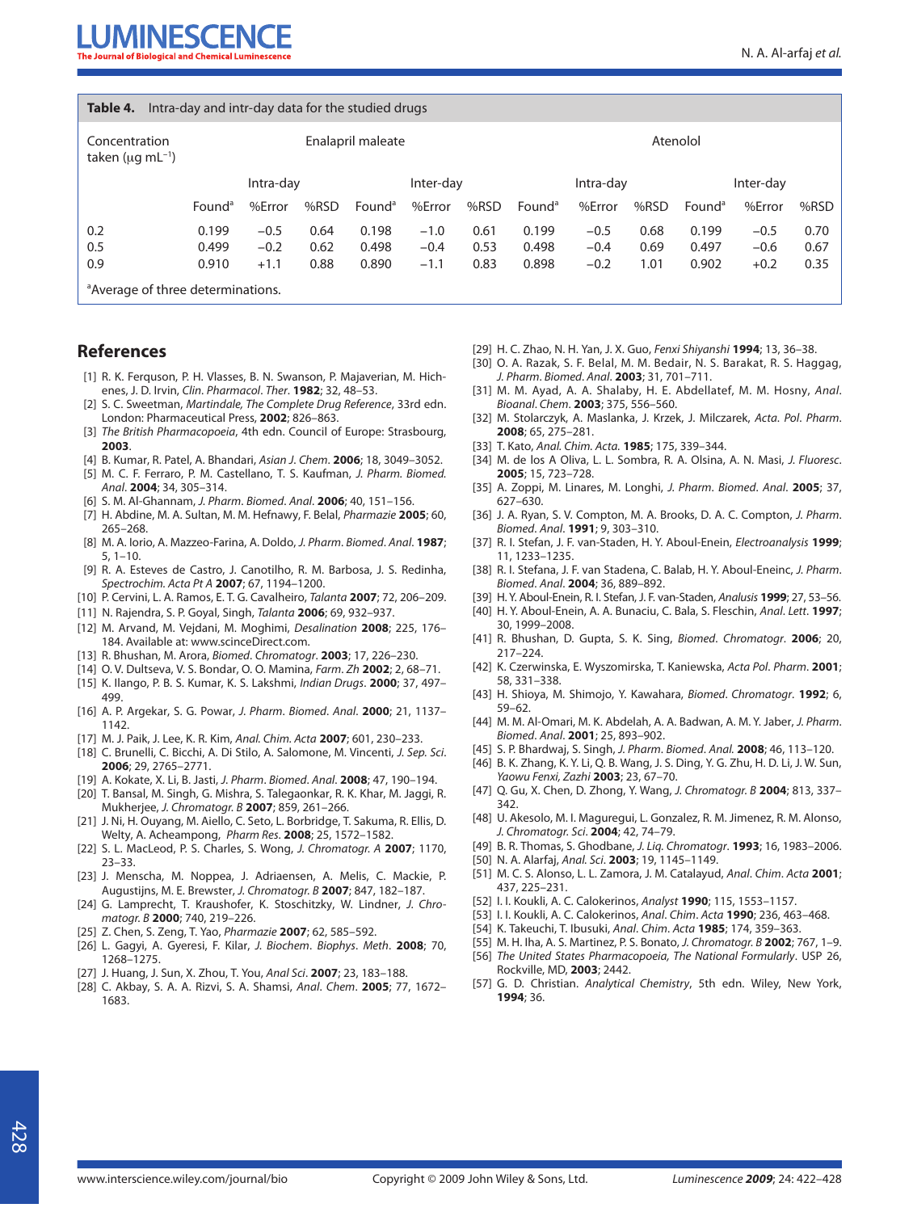**Table 4.** Intra-day and intr-day data for the studied drugs

| Concentration taken (μg mL$^{-1}$) | Enalapril maleate | | | | | | Atenolol | | | | | |
|---|---|---|---|---|---|---|---|---|---|---|---|---|
| | Intra-day | | | Inter-day | | | Intra-day | | | Inter-day | | |
| | Found[a] | %Error | %RSD | Found[a] | %Error | %RSD | Found[a] | %Error | %RSD | Found[a] | %Error | %RSD |
| 0.2 | 0.199 | −0.5 | 0.64 | 0.198 | −1.0 | 0.61 | 0.199 | −0.5 | 0.68 | 0.199 | −0.5 | 0.70 |
| 0.5 | 0.499 | −0.2 | 0.62 | 0.498 | −0.4 | 0.53 | 0.498 | −0.4 | 0.69 | 0.497 | −0.6 | 0.67 |
| 0.9 | 0.910 | +1.1 | 0.88 | 0.890 | −1.1 | 0.83 | 0.898 | −0.2 | 1.01 | 0.902 | +0.2 | 0.35 |

[a]Average of three determinations.

## References

[1] R. K. Ferquson, P. H. Vlasses, B. N. Swanson, P. Majaverian, M. Hichenes, J. D. Irvin, *Clin. Pharmacol. Ther*. **1982**; 32, 48–53.
[2] S. C. Sweetman, *Martindale, The Complete Drug Reference*, 33rd edn. London: Pharmaceutical Press, **2002**; 826–863.
[3] *The British Pharmacopoeia*, 4th edn. Council of Europe: Strasbourg, **2003**.
[4] B. Kumar, R. Patel, A. Bhandari, *Asian J. Chem*. **2006**; 18, 3049–3052.
[5] M. C. F. Ferraro, P. M. Castellano, T. S. Kaufman, *J. Pharm. Biomed. Anal*. **2004**; 34, 305–314.
[6] S. M. Al-Ghannam, *J. Pharm. Biomed. Anal*. **2006**; 40, 151–156.
[7] H. Abdine, M. A. Sultan, M. M. Hefnawy, F. Belal, *Pharmazie* **2005**; 60, 265–268.
[8] M. A. Iorio, A. Mazzeo-Farina, A. Doldo, *J. Pharm. Biomed. Anal*. **1987**; 5, 1–10.
[9] R. A. Esteves de Castro, J. Canotilho, R. M. Barbosa, J. S. Redinha, *Spectrochim. Acta Pt A* **2007**; 67, 1194–1200.
[10] P. Cervini, L. A. Ramos, E. T. G. Cavalheiro, *Talanta* **2007**; 72, 206–209.
[11] N. Rajendra, S. P. Goyal, Singh, *Talanta* **2006**; 69, 932–937.
[12] M. Arvand, M. Vejdani, M. Moghimi, *Desalination* **2008**; 225, 176–184. Available at: www.scinceDirect.com.
[13] R. Bhushan, M. Arora, *Biomed. Chromatogr*. **2003**; 17, 226–230.
[14] O. V. Dultseva, V. S. Bondar, O. O. Mamina, *Farm. Zh* **2002**; 2, 68–71.
[15] K. Ilango, P. B. S. Kumar, K. S. Lakshmi, *Indian Drugs*. **2000**; 37, 497–499.
[16] A. P. Argekar, S. G. Powar, *J. Pharm. Biomed. Anal*. **2000**; 21, 1137–1142.
[17] M. J. Paik, J. Lee, K. R. Kim, *Anal. Chim. Acta* **2007**; 601, 230–233.
[18] C. Brunelli, C. Bicchi, A. Di Stilo, A. Salomone, M. Vincenti, *J. Sep. Sci*. **2006**; 29, 2765–2771.
[19] A. Kokate, X. Li, B. Jasti, *J. Pharm. Biomed. Anal*. **2008**; 47, 190–194.
[20] T. Bansal, M. Singh, G. Mishra, S. Talegaonkar, R. K. Khar, M. Jaggi, R. Mukherjee, *J. Chromatogr. B* **2007**; 859, 261–266.
[21] J. Ni, H. Ouyang, M. Aiello, C. Seto, L. Borbridge, T. Sakuma, R. Ellis, D. Welty, A. Acheampong, *Pharm Res*. **2008**; 25, 1572–1582.
[22] S. L. MacLeod, P. S. Charles, S. Wong, *J. Chromatogr. A* **2007**; 1170, 23–33.
[23] J. Menscha, M. Noppea, J. Adriaensen, A. Melis, C. Mackie, P. Augustijns, M. E. Brewster, *J. Chromatogr. B* **2007**; 847, 182–187.
[24] G. Lamprecht, T. Kraushofer, K. Stoschitzky, W. Lindner, *J. Chromatogr. B* **2000**; 740, 219–226.
[25] Z. Chen, S. Zeng, T. Yao, *Pharmazie* **2007**; 62, 585–592.
[26] L. Gagyi, A. Gyeresi, F. Kilar, *J. Biochem. Biophys. Meth*. **2008**; 70, 1268–1275.
[27] J. Huang, J. Sun, X. Zhou, T. You, *Anal Sci*. **2007**; 23, 183–188.
[28] C. Akbay, S. A. A. Rizvi, S. A. Shamsi, *Anal. Chem*. **2005**; 77, 1672–1683.
[29] H. C. Zhao, N. H. Yan, J. X. Guo, *Fenxi Shiyanshi* **1994**; 13, 36–38.
[30] O. A. Razak, S. F. Belal, M. M. Bedair, N. S. Barakat, R. S. Haggag, *J. Pharm. Biomed. Anal*. **2003**; 31, 701–711.
[31] M. M. Ayad, A. A. Shalaby, H. E. Abdellatef, M. M. Hosny, *Anal. Bioanal. Chem*. **2003**; 375, 556–560.
[32] M. Stolarczyk, A. Maslanka, J. Krzek, J. Milczarek, *Acta. Pol. Pharm*. **2008**; 65, 275–281.
[33] T. Kato, *Anal. Chim. Acta*. **1985**; 175, 339–344.
[34] M. de los A Oliva, L. L. Sombra, R. A. Olsina, A. N. Masi, *J. Fluoresc*. **2005**; 15, 723–728.
[35] A. Zoppi, M. Linares, M. Longhi, *J. Pharm. Biomed. Anal*. **2005**; 37, 627–630.
[36] J. A. Ryan, S. V. Compton, M. A. Brooks, D. A. C. Compton, *J. Pharm. Biomed. Anal*. **1991**; 9, 303–310.
[37] R. I. Stefan, J. F. van-Staden, H. Y. Aboul-Enein, *Electroanalysis* **1999**; 11, 1233–1235.
[38] R. I. Stefana, J. F. van Stadena, C. Balab, H. Y. Aboul-Eneinc, *J. Pharm. Biomed. Anal*. **2004**; 36, 889–892.
[39] H. Y. Aboul-Enein, R. I. Stefan, J. F. van-Staden, *Analusis* **1999**; 27, 53–56.
[40] H. Y. Aboul-Enein, A. A. Bunaciu, C. Bala, S. Fleschin, *Anal. Lett*. **1997**; 30, 1999–2008.
[41] R. Bhushan, D. Gupta, S. K. Sing, *Biomed. Chromatogr*. **2006**; 20, 217–224.
[42] K. Czerwinska, E. Wyszomirska, T. Kaniewska, *Acta Pol. Pharm*. **2001**; 58, 331–338.
[43] H. Shioya, M. Shimojo, Y. Kawahara, *Biomed. Chromatogr*. **1992**; 6, 59–62.
[44] M. M. Al-Omari, M. K. Abdelah, A. A. Badwan, A. M. Y. Jaber, *J. Pharm. Biomed. Anal*. **2001**; 25, 893–902.
[45] S. P. Bhardwaj, S. Singh, *J. Pharm. Biomed. Anal*. **2008**; 46, 113–120.
[46] B. K. Zhang, K. Y. Li, Q. B. Wang, J. S. Ding, Y. G. Zhu, H. D. Li, J. W. Sun, *Yaowu Fenxi, Zazhi* **2003**; 23, 67–70.
[47] Q. Gu, X. Chen, D. Zhong, Y. Wang, *J. Chromatogr. B* **2004**; 813, 337–342.
[48] U. Akesolo, M. I. Maguregui, L. Gonzalez, R. M. Jimenez, R. M. Alonso, *J. Chromatogr. Sci*. **2004**; 42, 74–79.
[49] B. R. Thomas, S. Ghodbane, *J. Liq. Chromatogr*. **1993**; 16, 1983–2006.
[50] N. A. Alarfaj, *Anal. Sci*. **2003**; 19, 1145–1149.
[51] M. C. S. Alonso, L. L. Zamora, J. M. Catalayud, *Anal. Chim. Acta* **2001**; 437, 225–231.
[52] I. I. Koukli, A. C. Calokerinos, *Analyst* **1990**; 115, 1553–1157.
[53] I. I. Koukli, A. C. Calokerinos, *Anal. Chim. Acta* **1990**; 236, 463–468.
[54] K. Takeuchi, T. Ibusuki, *Anal. Chim. Acta* **1985**; 174, 359–363.
[55] M. H. Iha, A. S. Martinez, P. S. Bonato, *J. Chromatogr. B* **2002**; 767, 1–9.
[56] *The United States Pharmacopoeia, The National Formularly*. USP 26, Rockville, MD, **2003**; 2442.
[57] G. D. Christian. *Analytical Chemistry*, 5th edn. Wiley, New York, **1994**; 36.